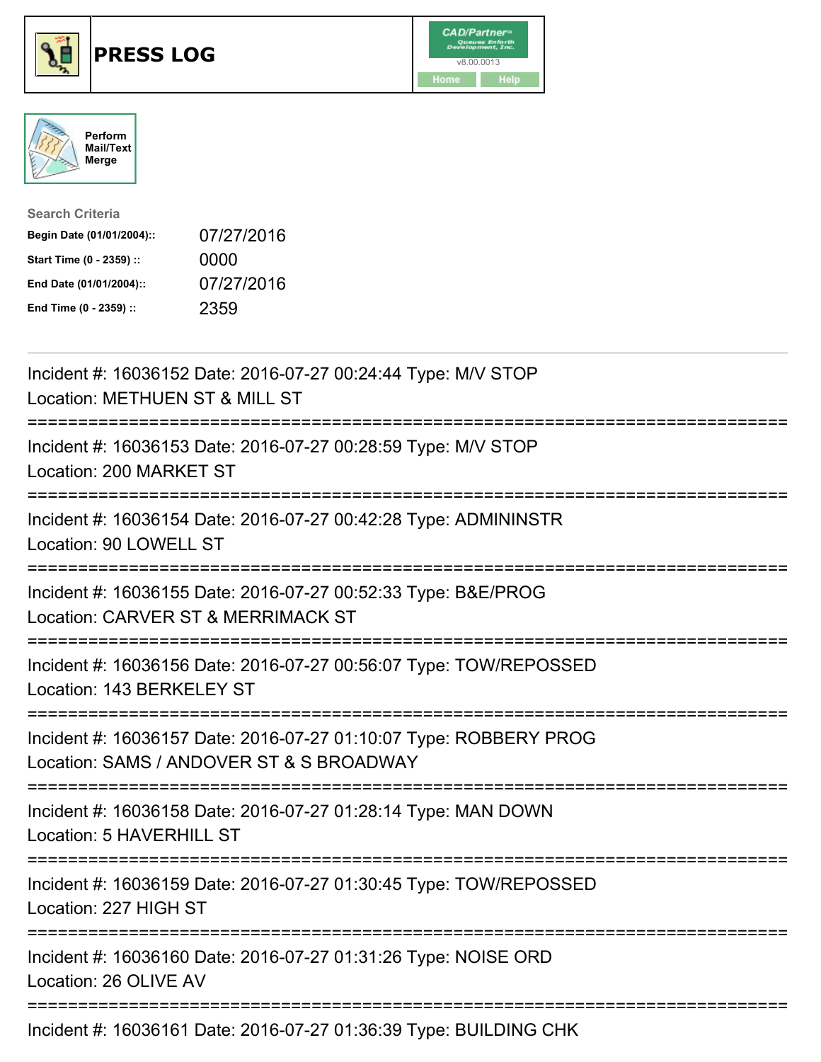# PRESS LOG

CAD/Partner v8.00.0013

Home | Help

Perform Mail/Text Merge

**Search Criteria**

| | |
|---|---|
| **Begin Date (01/01/2004)::** | 07/27/2016 |
| **Start Time (0 - 2359) ::** | 0000 |
| **End Date (01/01/2004)::** | 07/27/2016 |
| **End Time (0 - 2359) ::** | 2359 |

---

Incident #: 16036152 Date: 2016-07-27 00:24:44 Type: M/V STOP
Location: METHUEN ST & MILL ST

===========================================================================

Incident #: 16036153 Date: 2016-07-27 00:28:59 Type: M/V STOP
Location: 200 MARKET ST

===========================================================================

Incident #: 16036154 Date: 2016-07-27 00:42:28 Type: ADMININSTR
Location: 90 LOWELL ST

===========================================================================

Incident #: 16036155 Date: 2016-07-27 00:52:33 Type: B&E/PROG
Location: CARVER ST & MERRIMACK ST

===========================================================================

Incident #: 16036156 Date: 2016-07-27 00:56:07 Type: TOW/REPOSSED
Location: 143 BERKELEY ST

===========================================================================

Incident #: 16036157 Date: 2016-07-27 01:10:07 Type: ROBBERY PROG
Location: SAMS / ANDOVER ST & S BROADWAY

===========================================================================

Incident #: 16036158 Date: 2016-07-27 01:28:14 Type: MAN DOWN
Location: 5 HAVERHILL ST

===========================================================================

Incident #: 16036159 Date: 2016-07-27 01:30:45 Type: TOW/REPOSSED
Location: 227 HIGH ST

===========================================================================

Incident #: 16036160 Date: 2016-07-27 01:31:26 Type: NOISE ORD
Location: 26 OLIVE AV

===========================================================================

Incident #: 16036161 Date: 2016-07-27 01:36:39 Type: BUILDING CHK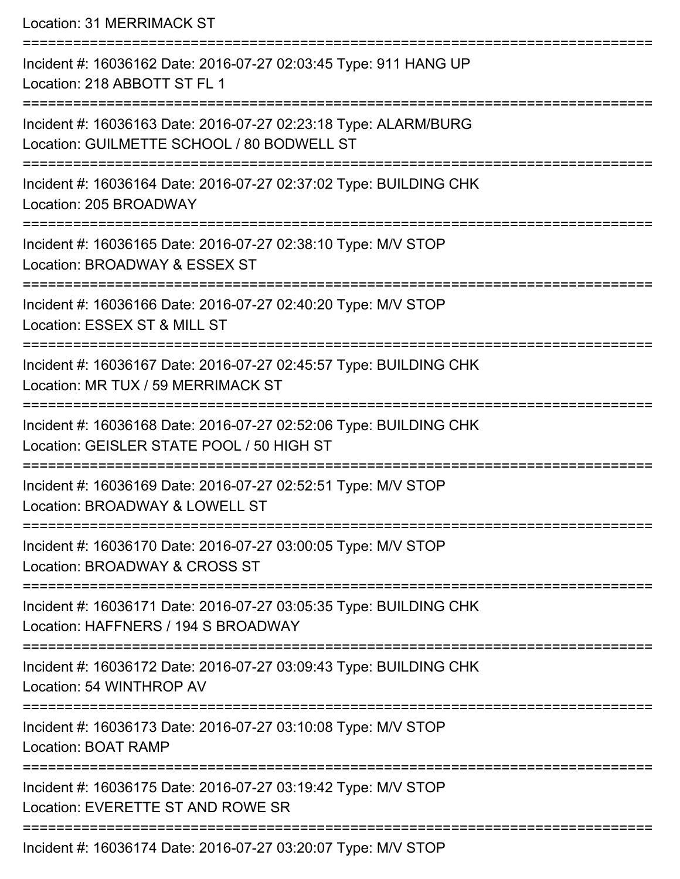Location: 31 MERRIMACK ST

===========================================================================

Incident #: 16036162 Date: 2016-07-27 02:03:45 Type: 911 HANG UP
Location: 218 ABBOTT ST FL 1

===========================================================================

Incident #: 16036163 Date: 2016-07-27 02:23:18 Type: ALARM/BURG
Location: GUILMETTE SCHOOL / 80 BODWELL ST

===========================================================================

Incident #: 16036164 Date: 2016-07-27 02:37:02 Type: BUILDING CHK
Location: 205 BROADWAY

===========================================================================

Incident #: 16036165 Date: 2016-07-27 02:38:10 Type: M/V STOP
Location: BROADWAY & ESSEX ST

===========================================================================

Incident #: 16036166 Date: 2016-07-27 02:40:20 Type: M/V STOP
Location: ESSEX ST & MILL ST

===========================================================================

Incident #: 16036167 Date: 2016-07-27 02:45:57 Type: BUILDING CHK
Location: MR TUX / 59 MERRIMACK ST

===========================================================================

Incident #: 16036168 Date: 2016-07-27 02:52:06 Type: BUILDING CHK
Location: GEISLER STATE POOL / 50 HIGH ST

===========================================================================

Incident #: 16036169 Date: 2016-07-27 02:52:51 Type: M/V STOP
Location: BROADWAY & LOWELL ST

===========================================================================

Incident #: 16036170 Date: 2016-07-27 03:00:05 Type: M/V STOP
Location: BROADWAY & CROSS ST

===========================================================================

Incident #: 16036171 Date: 2016-07-27 03:05:35 Type: BUILDING CHK
Location: HAFFNERS / 194 S BROADWAY

===========================================================================

Incident #: 16036172 Date: 2016-07-27 03:09:43 Type: BUILDING CHK
Location: 54 WINTHROP AV

===========================================================================

Incident #: 16036173 Date: 2016-07-27 03:10:08 Type: M/V STOP
Location: BOAT RAMP

===========================================================================

Incident #: 16036175 Date: 2016-07-27 03:19:42 Type: M/V STOP
Location: EVERETTE ST AND ROWE SR

===========================================================================

Incident #: 16036174 Date: 2016-07-27 03:20:07 Type: M/V STOP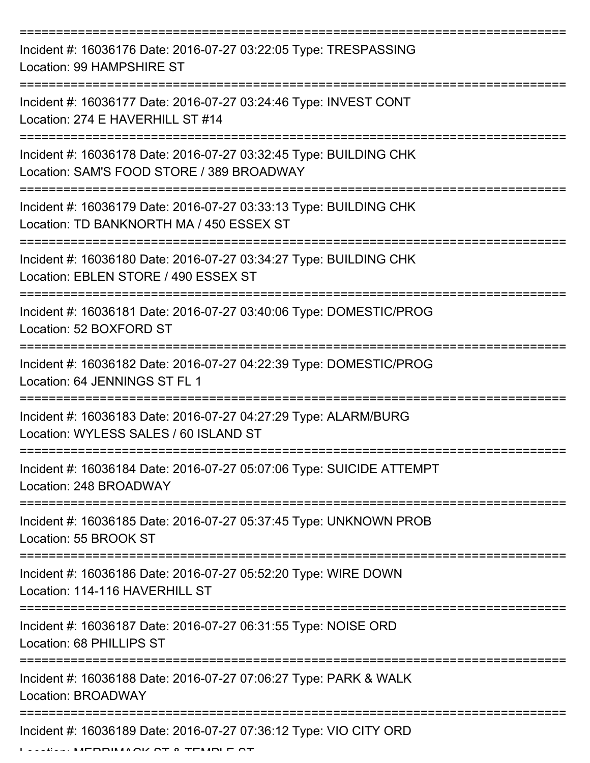===========================================================================

Incident #: 16036176 Date: 2016-07-27 03:22:05 Type: TRESPASSING
Location: 99 HAMPSHIRE ST

===========================================================================

Incident #: 16036177 Date: 2016-07-27 03:24:46 Type: INVEST CONT
Location: 274 E HAVERHILL ST #14

===========================================================================

Incident #: 16036178 Date: 2016-07-27 03:32:45 Type: BUILDING CHK
Location: SAM'S FOOD STORE / 389 BROADWAY

===========================================================================

Incident #: 16036179 Date: 2016-07-27 03:33:13 Type: BUILDING CHK
Location: TD BANKNORTH MA / 450 ESSEX ST

===========================================================================

Incident #: 16036180 Date: 2016-07-27 03:34:27 Type: BUILDING CHK
Location: EBLEN STORE / 490 ESSEX ST

===========================================================================

Incident #: 16036181 Date: 2016-07-27 03:40:06 Type: DOMESTIC/PROG
Location: 52 BOXFORD ST

===========================================================================

Incident #: 16036182 Date: 2016-07-27 04:22:39 Type: DOMESTIC/PROG
Location: 64 JENNINGS ST FL 1

===========================================================================

Incident #: 16036183 Date: 2016-07-27 04:27:29 Type: ALARM/BURG
Location: WYLESS SALES / 60 ISLAND ST

===========================================================================

Incident #: 16036184 Date: 2016-07-27 05:07:06 Type: SUICIDE ATTEMPT
Location: 248 BROADWAY

===========================================================================

Incident #: 16036185 Date: 2016-07-27 05:37:45 Type: UNKNOWN PROB
Location: 55 BROOK ST

===========================================================================

Incident #: 16036186 Date: 2016-07-27 05:52:20 Type: WIRE DOWN
Location: 114-116 HAVERHILL ST

===========================================================================

Incident #: 16036187 Date: 2016-07-27 06:31:55 Type: NOISE ORD
Location: 68 PHILLIPS ST

===========================================================================

Incident #: 16036188 Date: 2016-07-27 07:06:27 Type: PARK & WALK
Location: BROADWAY

===========================================================================

Incident #: 16036189 Date: 2016-07-27 07:36:12 Type: VIO CITY ORD
Location: MERRIMACK ST & TEMPLE ST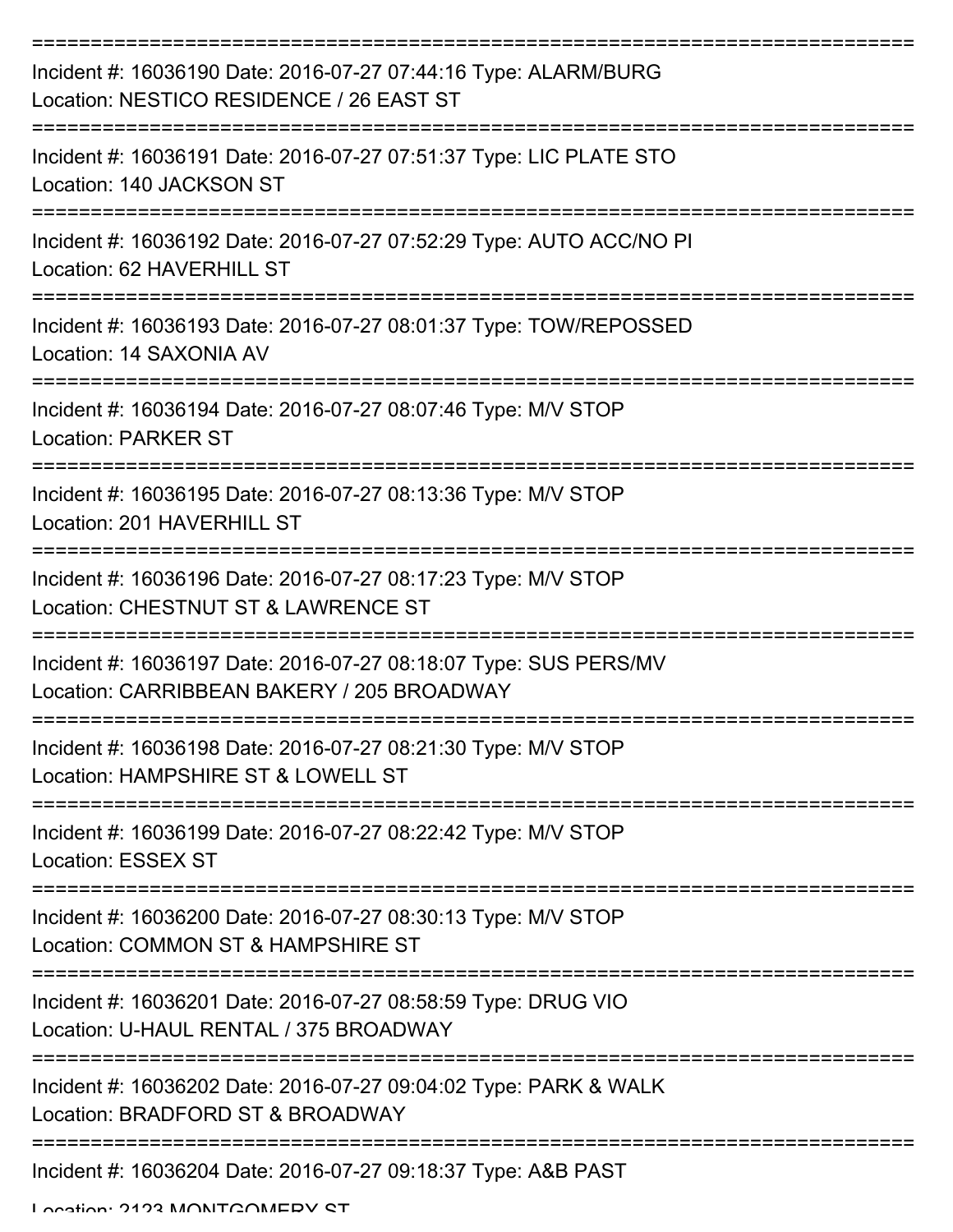===========================================================================
Incident #: 16036190 Date: 2016-07-27 07:44:16 Type: ALARM/BURG
Location: NESTICO RESIDENCE / 26 EAST ST
===========================================================================
Incident #: 16036191 Date: 2016-07-27 07:51:37 Type: LIC PLATE STO
Location: 140 JACKSON ST
===========================================================================
Incident #: 16036192 Date: 2016-07-27 07:52:29 Type: AUTO ACC/NO PI
Location: 62 HAVERHILL ST
===========================================================================
Incident #: 16036193 Date: 2016-07-27 08:01:37 Type: TOW/REPOSSED
Location: 14 SAXONIA AV
===========================================================================
Incident #: 16036194 Date: 2016-07-27 08:07:46 Type: M/V STOP
Location: PARKER ST
===========================================================================
Incident #: 16036195 Date: 2016-07-27 08:13:36 Type: M/V STOP
Location: 201 HAVERHILL ST
===========================================================================
Incident #: 16036196 Date: 2016-07-27 08:17:23 Type: M/V STOP
Location: CHESTNUT ST & LAWRENCE ST
===========================================================================
Incident #: 16036197 Date: 2016-07-27 08:18:07 Type: SUS PERS/MV
Location: CARRIBBEAN BAKERY / 205 BROADWAY
===========================================================================
Incident #: 16036198 Date: 2016-07-27 08:21:30 Type: M/V STOP
Location: HAMPSHIRE ST & LOWELL ST
===========================================================================
Incident #: 16036199 Date: 2016-07-27 08:22:42 Type: M/V STOP
Location: ESSEX ST
===========================================================================
Incident #: 16036200 Date: 2016-07-27 08:30:13 Type: M/V STOP
Location: COMMON ST & HAMPSHIRE ST
===========================================================================
Incident #: 16036201 Date: 2016-07-27 08:58:59 Type: DRUG VIO
Location: U-HAUL RENTAL / 375 BROADWAY
===========================================================================
Incident #: 16036202 Date: 2016-07-27 09:04:02 Type: PARK & WALK
Location: BRADFORD ST & BROADWAY
===========================================================================
Incident #: 16036204 Date: 2016-07-27 09:18:37 Type: A&B PAST
Location: 2123 MONTGOMERY ST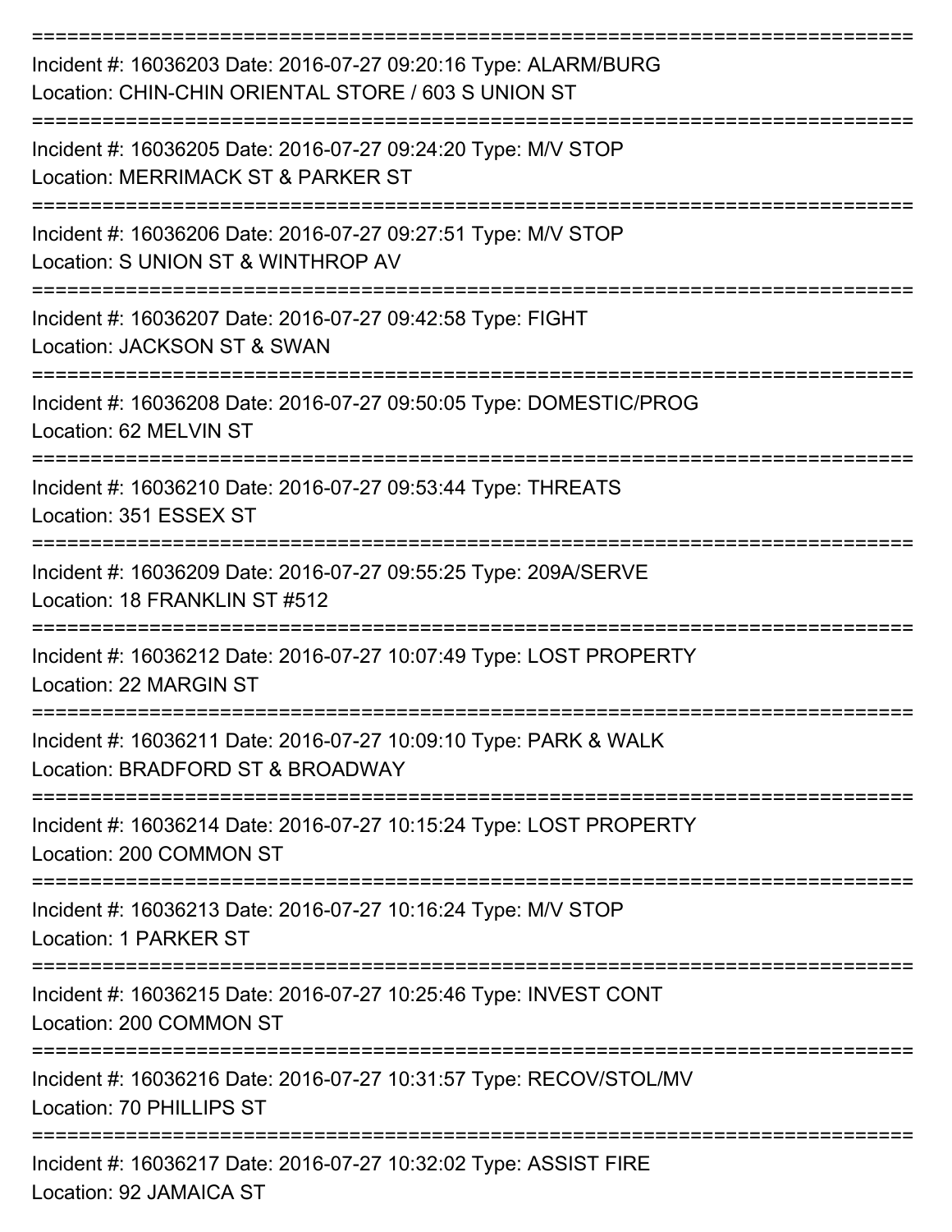Incident #: 16036203 Date: 2016-07-27 09:20:16 Type: ALARM/BURG
Location: CHIN-CHIN ORIENTAL STORE / 603 S UNION ST

---

Incident #: 16036205 Date: 2016-07-27 09:24:20 Type: M/V STOP
Location: MERRIMACK ST & PARKER ST

---

Incident #: 16036206 Date: 2016-07-27 09:27:51 Type: M/V STOP
Location: S UNION ST & WINTHROP AV

---

Incident #: 16036207 Date: 2016-07-27 09:42:58 Type: FIGHT
Location: JACKSON ST & SWAN

---

Incident #: 16036208 Date: 2016-07-27 09:50:05 Type: DOMESTIC/PROG
Location: 62 MELVIN ST

---

Incident #: 16036210 Date: 2016-07-27 09:53:44 Type: THREATS
Location: 351 ESSEX ST

---

Incident #: 16036209 Date: 2016-07-27 09:55:25 Type: 209A/SERVE
Location: 18 FRANKLIN ST #512

---

Incident #: 16036212 Date: 2016-07-27 10:07:49 Type: LOST PROPERTY
Location: 22 MARGIN ST

---

Incident #: 16036211 Date: 2016-07-27 10:09:10 Type: PARK & WALK
Location: BRADFORD ST & BROADWAY

---

Incident #: 16036214 Date: 2016-07-27 10:15:24 Type: LOST PROPERTY
Location: 200 COMMON ST

---

Incident #: 16036213 Date: 2016-07-27 10:16:24 Type: M/V STOP
Location: 1 PARKER ST

---

Incident #: 16036215 Date: 2016-07-27 10:25:46 Type: INVEST CONT
Location: 200 COMMON ST

---

Incident #: 16036216 Date: 2016-07-27 10:31:57 Type: RECOV/STOL/MV
Location: 70 PHILLIPS ST

---

Incident #: 16036217 Date: 2016-07-27 10:32:02 Type: ASSIST FIRE
Location: 92 JAMAICA ST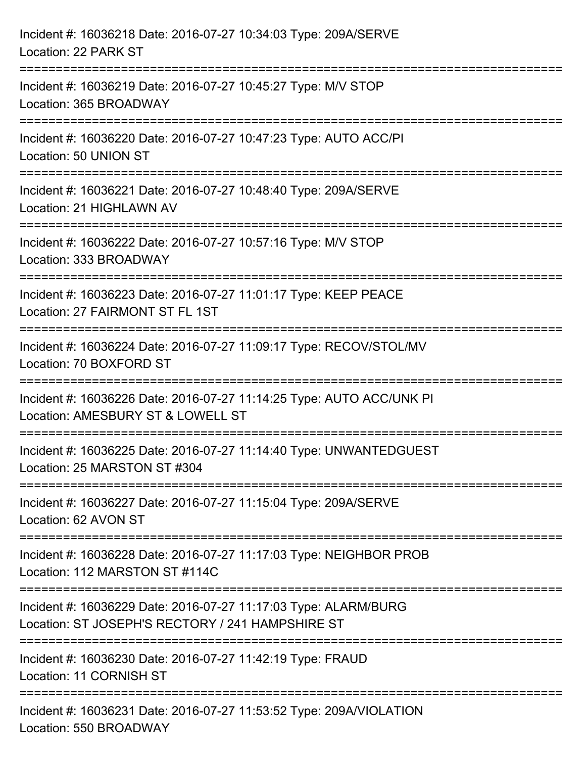Incident #: 16036218 Date: 2016-07-27 10:34:03 Type: 209A/SERVE
Location: 22 PARK ST

===========================================================================

Incident #: 16036219 Date: 2016-07-27 10:45:27 Type: M/V STOP
Location: 365 BROADWAY

===========================================================================

Incident #: 16036220 Date: 2016-07-27 10:47:23 Type: AUTO ACC/PI
Location: 50 UNION ST

===========================================================================

Incident #: 16036221 Date: 2016-07-27 10:48:40 Type: 209A/SERVE
Location: 21 HIGHLAWN AV

===========================================================================

Incident #: 16036222 Date: 2016-07-27 10:57:16 Type: M/V STOP
Location: 333 BROADWAY

===========================================================================

Incident #: 16036223 Date: 2016-07-27 11:01:17 Type: KEEP PEACE
Location: 27 FAIRMONT ST FL 1ST

===========================================================================

Incident #: 16036224 Date: 2016-07-27 11:09:17 Type: RECOV/STOL/MV
Location: 70 BOXFORD ST

===========================================================================

Incident #: 16036226 Date: 2016-07-27 11:14:25 Type: AUTO ACC/UNK PI
Location: AMESBURY ST & LOWELL ST

===========================================================================

Incident #: 16036225 Date: 2016-07-27 11:14:40 Type: UNWANTEDGUEST
Location: 25 MARSTON ST #304

===========================================================================

Incident #: 16036227 Date: 2016-07-27 11:15:04 Type: 209A/SERVE
Location: 62 AVON ST

===========================================================================

Incident #: 16036228 Date: 2016-07-27 11:17:03 Type: NEIGHBOR PROB
Location: 112 MARSTON ST #114C

===========================================================================

Incident #: 16036229 Date: 2016-07-27 11:17:03 Type: ALARM/BURG
Location: ST JOSEPH'S RECTORY / 241 HAMPSHIRE ST

===========================================================================

Incident #: 16036230 Date: 2016-07-27 11:42:19 Type: FRAUD
Location: 11 CORNISH ST

===========================================================================

Incident #: 16036231 Date: 2016-07-27 11:53:52 Type: 209A/VIOLATION
Location: 550 BROADWAY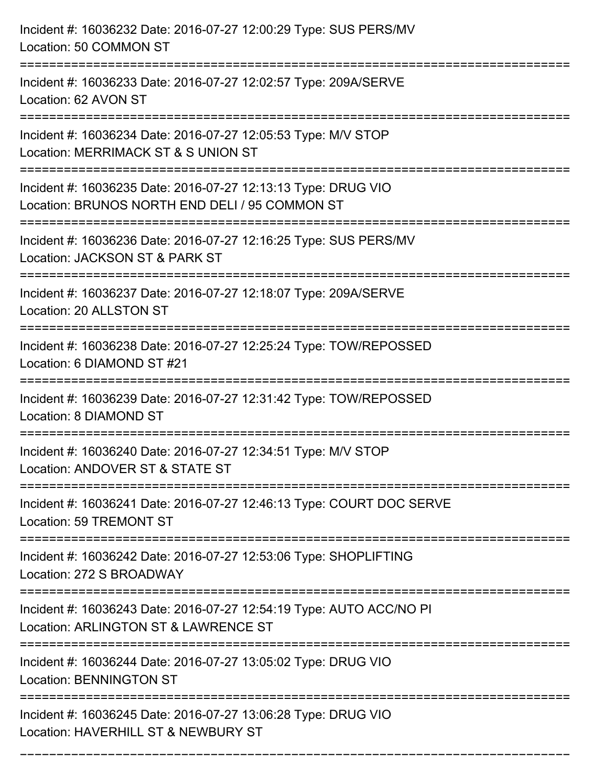Incident #: 16036232 Date: 2016-07-27 12:00:29 Type: SUS PERS/MV
Location: 50 COMMON ST

===========================================================================

Incident #: 16036233 Date: 2016-07-27 12:02:57 Type: 209A/SERVE
Location: 62 AVON ST

===========================================================================

Incident #: 16036234 Date: 2016-07-27 12:05:53 Type: M/V STOP
Location: MERRIMACK ST & S UNION ST

===========================================================================

Incident #: 16036235 Date: 2016-07-27 12:13:13 Type: DRUG VIO
Location: BRUNOS NORTH END DELI / 95 COMMON ST

===========================================================================

Incident #: 16036236 Date: 2016-07-27 12:16:25 Type: SUS PERS/MV
Location: JACKSON ST & PARK ST

===========================================================================

Incident #: 16036237 Date: 2016-07-27 12:18:07 Type: 209A/SERVE
Location: 20 ALLSTON ST

===========================================================================

Incident #: 16036238 Date: 2016-07-27 12:25:24 Type: TOW/REPOSSED
Location: 6 DIAMOND ST #21

===========================================================================

Incident #: 16036239 Date: 2016-07-27 12:31:42 Type: TOW/REPOSSED
Location: 8 DIAMOND ST

===========================================================================

Incident #: 16036240 Date: 2016-07-27 12:34:51 Type: M/V STOP
Location: ANDOVER ST & STATE ST

===========================================================================

Incident #: 16036241 Date: 2016-07-27 12:46:13 Type: COURT DOC SERVE
Location: 59 TREMONT ST

===========================================================================

Incident #: 16036242 Date: 2016-07-27 12:53:06 Type: SHOPLIFTING
Location: 272 S BROADWAY

===========================================================================

Incident #: 16036243 Date: 2016-07-27 12:54:19 Type: AUTO ACC/NO PI
Location: ARLINGTON ST & LAWRENCE ST

===========================================================================

Incident #: 16036244 Date: 2016-07-27 13:05:02 Type: DRUG VIO
Location: BENNINGTON ST

===========================================================================

Incident #: 16036245 Date: 2016-07-27 13:06:28 Type: DRUG VIO
Location: HAVERHILL ST & NEWBURY ST

===========================================================================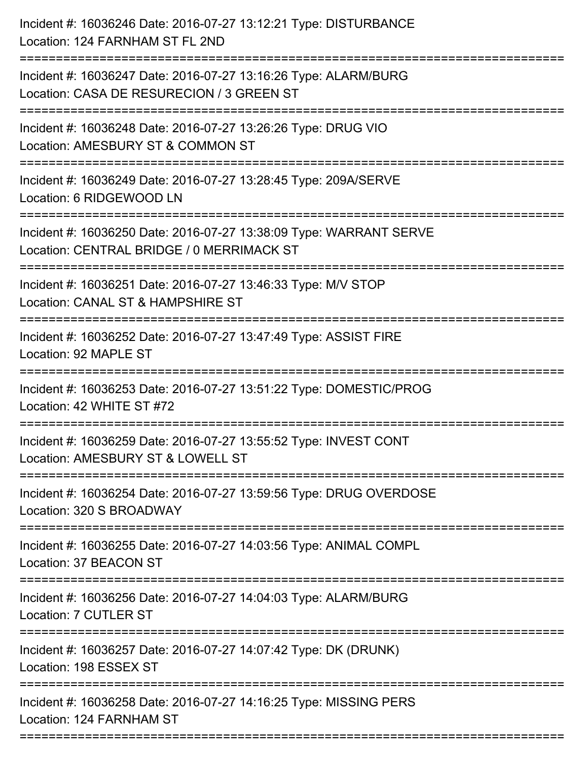Incident #: 16036246 Date: 2016-07-27 13:12:21 Type: DISTURBANCE
Location: 124 FARNHAM ST FL 2ND

===========================================================================

Incident #: 16036247 Date: 2016-07-27 13:16:26 Type: ALARM/BURG
Location: CASA DE RESURECION / 3 GREEN ST

===========================================================================

Incident #: 16036248 Date: 2016-07-27 13:26:26 Type: DRUG VIO
Location: AMESBURY ST & COMMON ST

===========================================================================

Incident #: 16036249 Date: 2016-07-27 13:28:45 Type: 209A/SERVE
Location: 6 RIDGEWOOD LN

===========================================================================

Incident #: 16036250 Date: 2016-07-27 13:38:09 Type: WARRANT SERVE
Location: CENTRAL BRIDGE / 0 MERRIMACK ST

===========================================================================

Incident #: 16036251 Date: 2016-07-27 13:46:33 Type: M/V STOP
Location: CANAL ST & HAMPSHIRE ST

===========================================================================

Incident #: 16036252 Date: 2016-07-27 13:47:49 Type: ASSIST FIRE
Location: 92 MAPLE ST

===========================================================================

Incident #: 16036253 Date: 2016-07-27 13:51:22 Type: DOMESTIC/PROG
Location: 42 WHITE ST #72

===========================================================================

Incident #: 16036259 Date: 2016-07-27 13:55:52 Type: INVEST CONT
Location: AMESBURY ST & LOWELL ST

===========================================================================

Incident #: 16036254 Date: 2016-07-27 13:59:56 Type: DRUG OVERDOSE
Location: 320 S BROADWAY

===========================================================================

Incident #: 16036255 Date: 2016-07-27 14:03:56 Type: ANIMAL COMPL
Location: 37 BEACON ST

===========================================================================

Incident #: 16036256 Date: 2016-07-27 14:04:03 Type: ALARM/BURG
Location: 7 CUTLER ST

===========================================================================

Incident #: 16036257 Date: 2016-07-27 14:07:42 Type: DK (DRUNK)
Location: 198 ESSEX ST

===========================================================================

Incident #: 16036258 Date: 2016-07-27 14:16:25 Type: MISSING PERS
Location: 124 FARNHAM ST

===========================================================================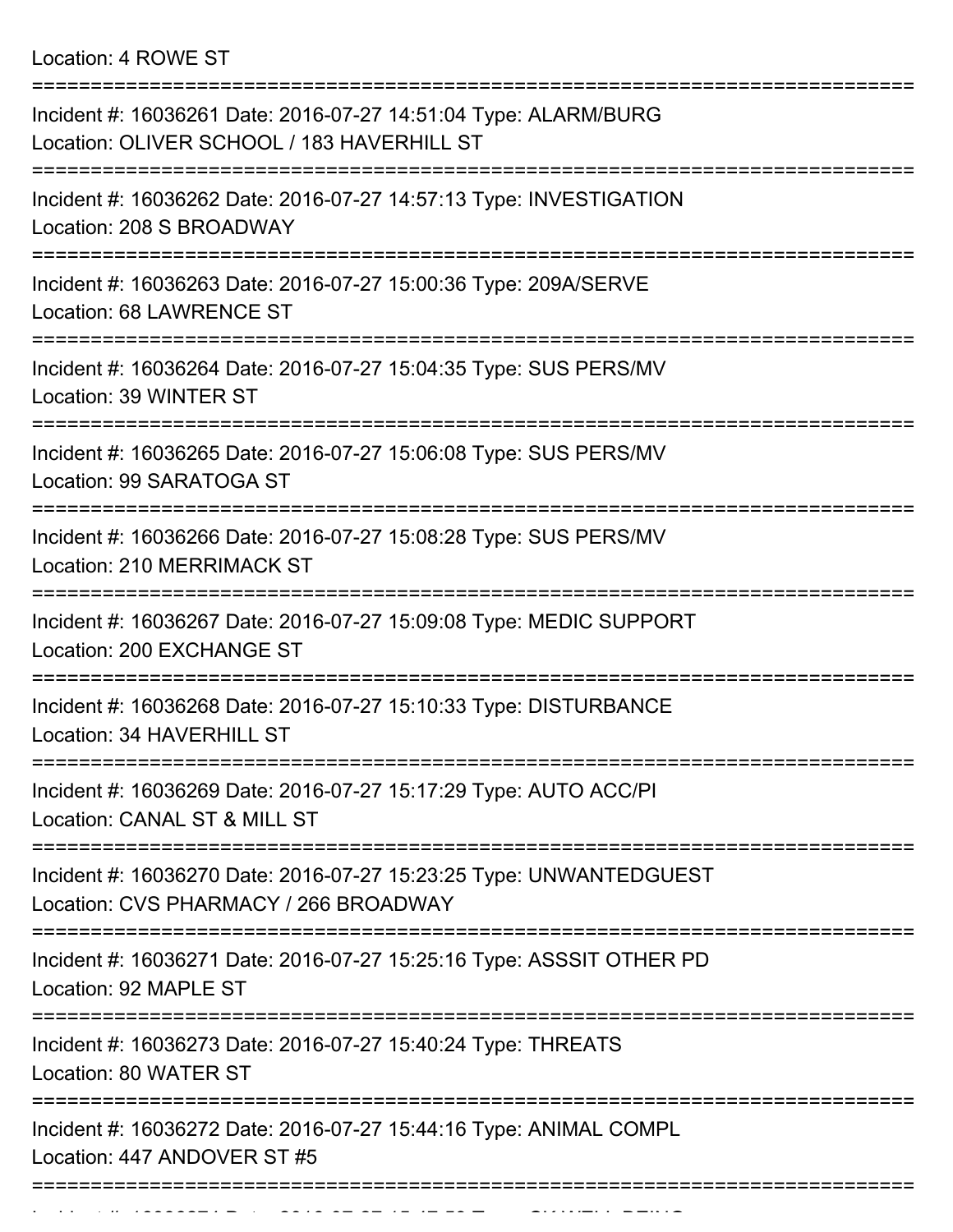Location: 4 ROWE ST

===========================================================================

Incident #: 16036261 Date: 2016-07-27 14:51:04 Type: ALARM/BURG
Location: OLIVER SCHOOL / 183 HAVERHILL ST

===========================================================================

Incident #: 16036262 Date: 2016-07-27 14:57:13 Type: INVESTIGATION
Location: 208 S BROADWAY

===========================================================================

Incident #: 16036263 Date: 2016-07-27 15:00:36 Type: 209A/SERVE
Location: 68 LAWRENCE ST

===========================================================================

Incident #: 16036264 Date: 2016-07-27 15:04:35 Type: SUS PERS/MV
Location: 39 WINTER ST

===========================================================================

Incident #: 16036265 Date: 2016-07-27 15:06:08 Type: SUS PERS/MV
Location: 99 SARATOGA ST

===========================================================================

Incident #: 16036266 Date: 2016-07-27 15:08:28 Type: SUS PERS/MV
Location: 210 MERRIMACK ST

===========================================================================

Incident #: 16036267 Date: 2016-07-27 15:09:08 Type: MEDIC SUPPORT
Location: 200 EXCHANGE ST

===========================================================================

Incident #: 16036268 Date: 2016-07-27 15:10:33 Type: DISTURBANCE
Location: 34 HAVERHILL ST

===========================================================================

Incident #: 16036269 Date: 2016-07-27 15:17:29 Type: AUTO ACC/PI
Location: CANAL ST & MILL ST

===========================================================================

Incident #: 16036270 Date: 2016-07-27 15:23:25 Type: UNWANTEDGUEST
Location: CVS PHARMACY / 266 BROADWAY

===========================================================================

Incident #: 16036271 Date: 2016-07-27 15:25:16 Type: ASSSIT OTHER PD
Location: 92 MAPLE ST

===========================================================================

Incident #: 16036273 Date: 2016-07-27 15:40:24 Type: THREATS
Location: 80 WATER ST

===========================================================================

Incident #: 16036272 Date: 2016-07-27 15:44:16 Type: ANIMAL COMPL
Location: 447 ANDOVER ST #5

===========================================================================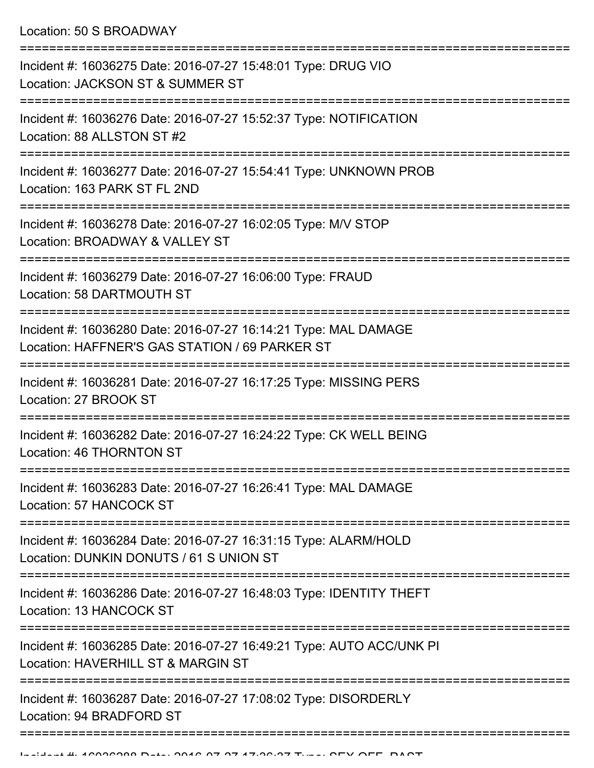Location: 50 S BROADWAY

===========================================================================

Incident #: 16036275 Date: 2016-07-27 15:48:01 Type: DRUG VIO
Location: JACKSON ST & SUMMER ST

===========================================================================

Incident #: 16036276 Date: 2016-07-27 15:52:37 Type: NOTIFICATION
Location: 88 ALLSTON ST #2

===========================================================================

Incident #: 16036277 Date: 2016-07-27 15:54:41 Type: UNKNOWN PROB
Location: 163 PARK ST FL 2ND

===========================================================================

Incident #: 16036278 Date: 2016-07-27 16:02:05 Type: M/V STOP
Location: BROADWAY & VALLEY ST

===========================================================================

Incident #: 16036279 Date: 2016-07-27 16:06:00 Type: FRAUD
Location: 58 DARTMOUTH ST

===========================================================================

Incident #: 16036280 Date: 2016-07-27 16:14:21 Type: MAL DAMAGE
Location: HAFFNER'S GAS STATION / 69 PARKER ST

===========================================================================

Incident #: 16036281 Date: 2016-07-27 16:17:25 Type: MISSING PERS
Location: 27 BROOK ST

===========================================================================

Incident #: 16036282 Date: 2016-07-27 16:24:22 Type: CK WELL BEING
Location: 46 THORNTON ST

===========================================================================

Incident #: 16036283 Date: 2016-07-27 16:26:41 Type: MAL DAMAGE
Location: 57 HANCOCK ST

===========================================================================

Incident #: 16036284 Date: 2016-07-27 16:31:15 Type: ALARM/HOLD
Location: DUNKIN DONUTS / 61 S UNION ST

===========================================================================

Incident #: 16036286 Date: 2016-07-27 16:48:03 Type: IDENTITY THEFT
Location: 13 HANCOCK ST

===========================================================================

Incident #: 16036285 Date: 2016-07-27 16:49:21 Type: AUTO ACC/UNK PI
Location: HAVERHILL ST & MARGIN ST

===========================================================================

Incident #: 16036287 Date: 2016-07-27 17:08:02 Type: DISORDERLY
Location: 94 BRADFORD ST

===========================================================================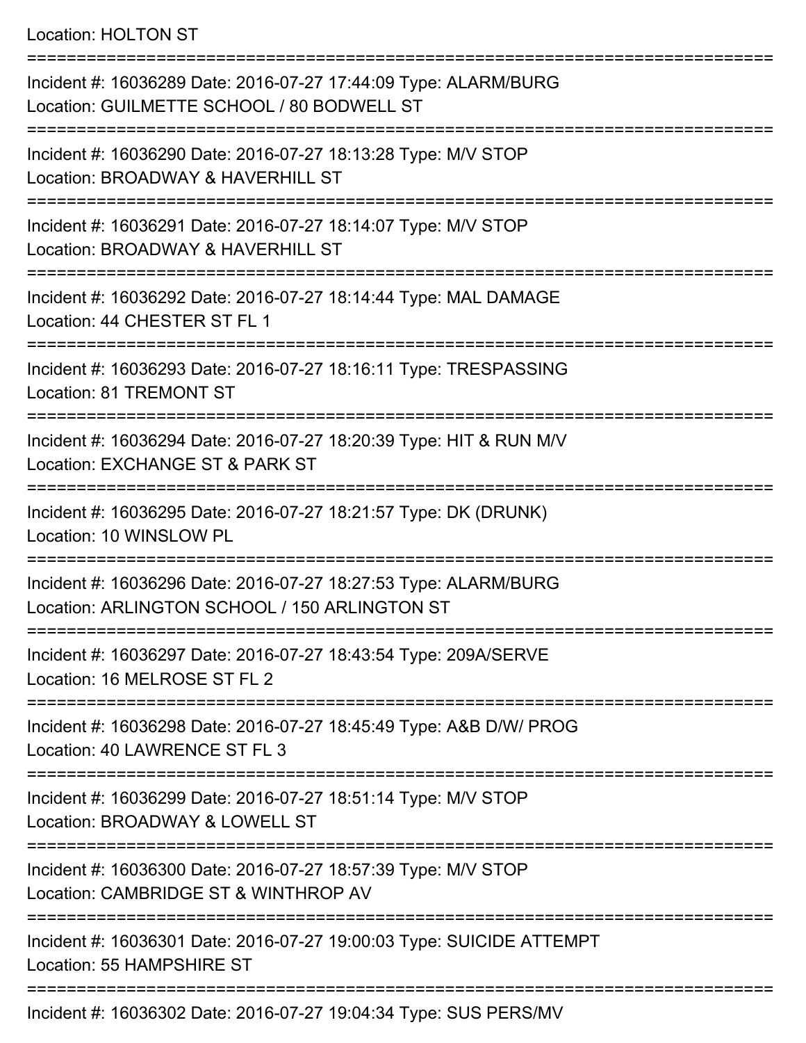Location: HOLTON ST

===========================================================================

Incident #: 16036289 Date: 2016-07-27 17:44:09 Type: ALARM/BURG
Location: GUILMETTE SCHOOL / 80 BODWELL ST

===========================================================================

Incident #: 16036290 Date: 2016-07-27 18:13:28 Type: M/V STOP
Location: BROADWAY & HAVERHILL ST

===========================================================================

Incident #: 16036291 Date: 2016-07-27 18:14:07 Type: M/V STOP
Location: BROADWAY & HAVERHILL ST

===========================================================================

Incident #: 16036292 Date: 2016-07-27 18:14:44 Type: MAL DAMAGE
Location: 44 CHESTER ST FL 1

===========================================================================

Incident #: 16036293 Date: 2016-07-27 18:16:11 Type: TRESPASSING
Location: 81 TREMONT ST

===========================================================================

Incident #: 16036294 Date: 2016-07-27 18:20:39 Type: HIT & RUN M/V
Location: EXCHANGE ST & PARK ST

===========================================================================

Incident #: 16036295 Date: 2016-07-27 18:21:57 Type: DK (DRUNK)
Location: 10 WINSLOW PL

===========================================================================

Incident #: 16036296 Date: 2016-07-27 18:27:53 Type: ALARM/BURG
Location: ARLINGTON SCHOOL / 150 ARLINGTON ST

===========================================================================

Incident #: 16036297 Date: 2016-07-27 18:43:54 Type: 209A/SERVE
Location: 16 MELROSE ST FL 2

===========================================================================

Incident #: 16036298 Date: 2016-07-27 18:45:49 Type: A&B D/W/ PROG
Location: 40 LAWRENCE ST FL 3

===========================================================================

Incident #: 16036299 Date: 2016-07-27 18:51:14 Type: M/V STOP
Location: BROADWAY & LOWELL ST

===========================================================================

Incident #: 16036300 Date: 2016-07-27 18:57:39 Type: M/V STOP
Location: CAMBRIDGE ST & WINTHROP AV

===========================================================================

Incident #: 16036301 Date: 2016-07-27 19:00:03 Type: SUICIDE ATTEMPT
Location: 55 HAMPSHIRE ST

===========================================================================

Incident #: 16036302 Date: 2016-07-27 19:04:34 Type: SUS PERS/MV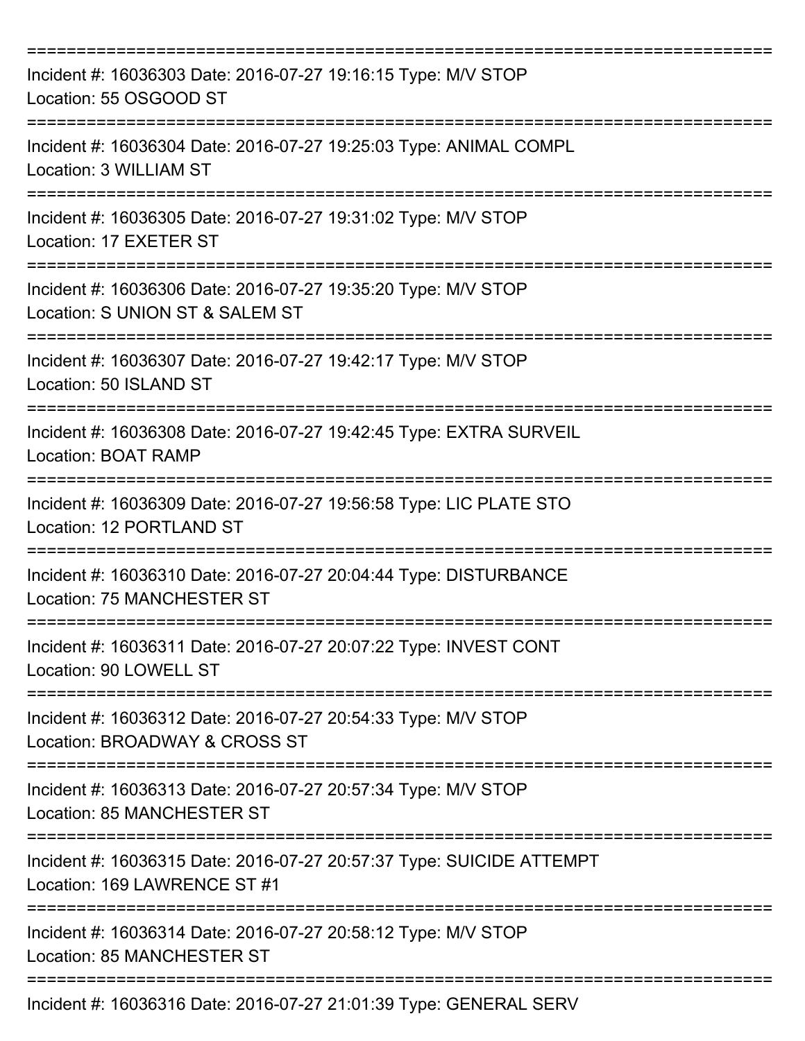===========================================================================

Incident #: 16036303 Date: 2016-07-27 19:16:15 Type: M/V STOP
Location: 55 OSGOOD ST

===========================================================================

Incident #: 16036304 Date: 2016-07-27 19:25:03 Type: ANIMAL COMPL
Location: 3 WILLIAM ST

===========================================================================

Incident #: 16036305 Date: 2016-07-27 19:31:02 Type: M/V STOP
Location: 17 EXETER ST

===========================================================================

Incident #: 16036306 Date: 2016-07-27 19:35:20 Type: M/V STOP
Location: S UNION ST & SALEM ST

===========================================================================

Incident #: 16036307 Date: 2016-07-27 19:42:17 Type: M/V STOP
Location: 50 ISLAND ST

===========================================================================

Incident #: 16036308 Date: 2016-07-27 19:42:45 Type: EXTRA SURVEIL
Location: BOAT RAMP

===========================================================================

Incident #: 16036309 Date: 2016-07-27 19:56:58 Type: LIC PLATE STO
Location: 12 PORTLAND ST

===========================================================================

Incident #: 16036310 Date: 2016-07-27 20:04:44 Type: DISTURBANCE
Location: 75 MANCHESTER ST

===========================================================================

Incident #: 16036311 Date: 2016-07-27 20:07:22 Type: INVEST CONT
Location: 90 LOWELL ST

===========================================================================

Incident #: 16036312 Date: 2016-07-27 20:54:33 Type: M/V STOP
Location: BROADWAY & CROSS ST

===========================================================================

Incident #: 16036313 Date: 2016-07-27 20:57:34 Type: M/V STOP
Location: 85 MANCHESTER ST

===========================================================================

Incident #: 16036315 Date: 2016-07-27 20:57:37 Type: SUICIDE ATTEMPT
Location: 169 LAWRENCE ST #1

===========================================================================

Incident #: 16036314 Date: 2016-07-27 20:58:12 Type: M/V STOP
Location: 85 MANCHESTER ST

===========================================================================

Incident #: 16036316 Date: 2016-07-27 21:01:39 Type: GENERAL SERV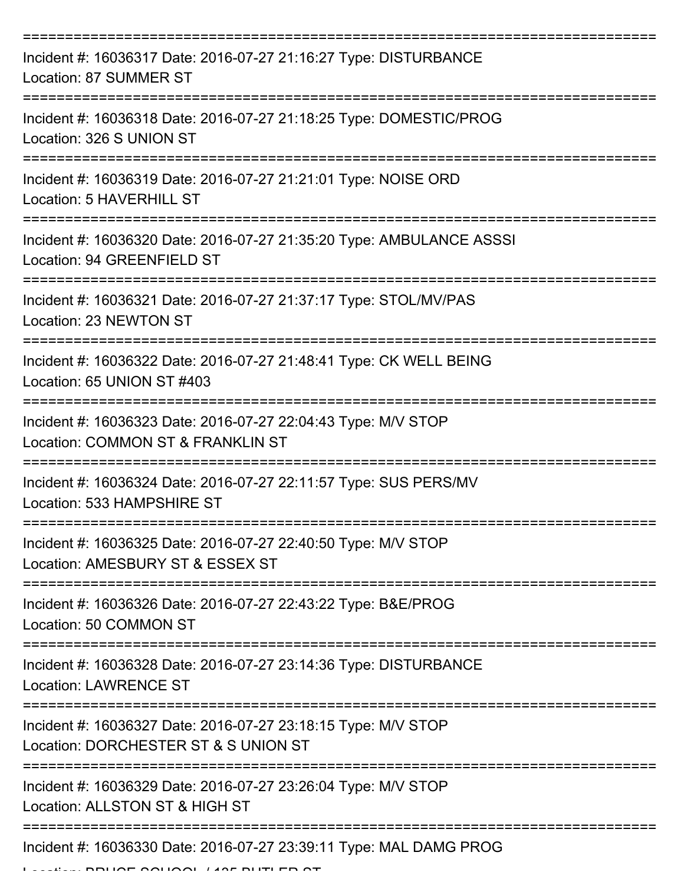===========================================================================

Incident #: 16036317 Date: 2016-07-27 21:16:27 Type: DISTURBANCE
Location: 87 SUMMER ST

===========================================================================

Incident #: 16036318 Date: 2016-07-27 21:18:25 Type: DOMESTIC/PROG
Location: 326 S UNION ST

===========================================================================

Incident #: 16036319 Date: 2016-07-27 21:21:01 Type: NOISE ORD
Location: 5 HAVERHILL ST

===========================================================================

Incident #: 16036320 Date: 2016-07-27 21:35:20 Type: AMBULANCE ASSSI
Location: 94 GREENFIELD ST

===========================================================================

Incident #: 16036321 Date: 2016-07-27 21:37:17 Type: STOL/MV/PAS
Location: 23 NEWTON ST

===========================================================================

Incident #: 16036322 Date: 2016-07-27 21:48:41 Type: CK WELL BEING
Location: 65 UNION ST #403

===========================================================================

Incident #: 16036323 Date: 2016-07-27 22:04:43 Type: M/V STOP
Location: COMMON ST & FRANKLIN ST

===========================================================================

Incident #: 16036324 Date: 2016-07-27 22:11:57 Type: SUS PERS/MV
Location: 533 HAMPSHIRE ST

===========================================================================

Incident #: 16036325 Date: 2016-07-27 22:40:50 Type: M/V STOP
Location: AMESBURY ST & ESSEX ST

===========================================================================

Incident #: 16036326 Date: 2016-07-27 22:43:22 Type: B&E/PROG
Location: 50 COMMON ST

===========================================================================

Incident #: 16036328 Date: 2016-07-27 23:14:36 Type: DISTURBANCE
Location: LAWRENCE ST

===========================================================================

Incident #: 16036327 Date: 2016-07-27 23:18:15 Type: M/V STOP
Location: DORCHESTER ST & S UNION ST

===========================================================================

Incident #: 16036329 Date: 2016-07-27 23:26:04 Type: M/V STOP
Location: ALLSTON ST & HIGH ST

===========================================================================

Incident #: 16036330 Date: 2016-07-27 23:39:11 Type: MAL DAMG PROG
Location: BRUCE SCHOOL / 135 BUTLER ST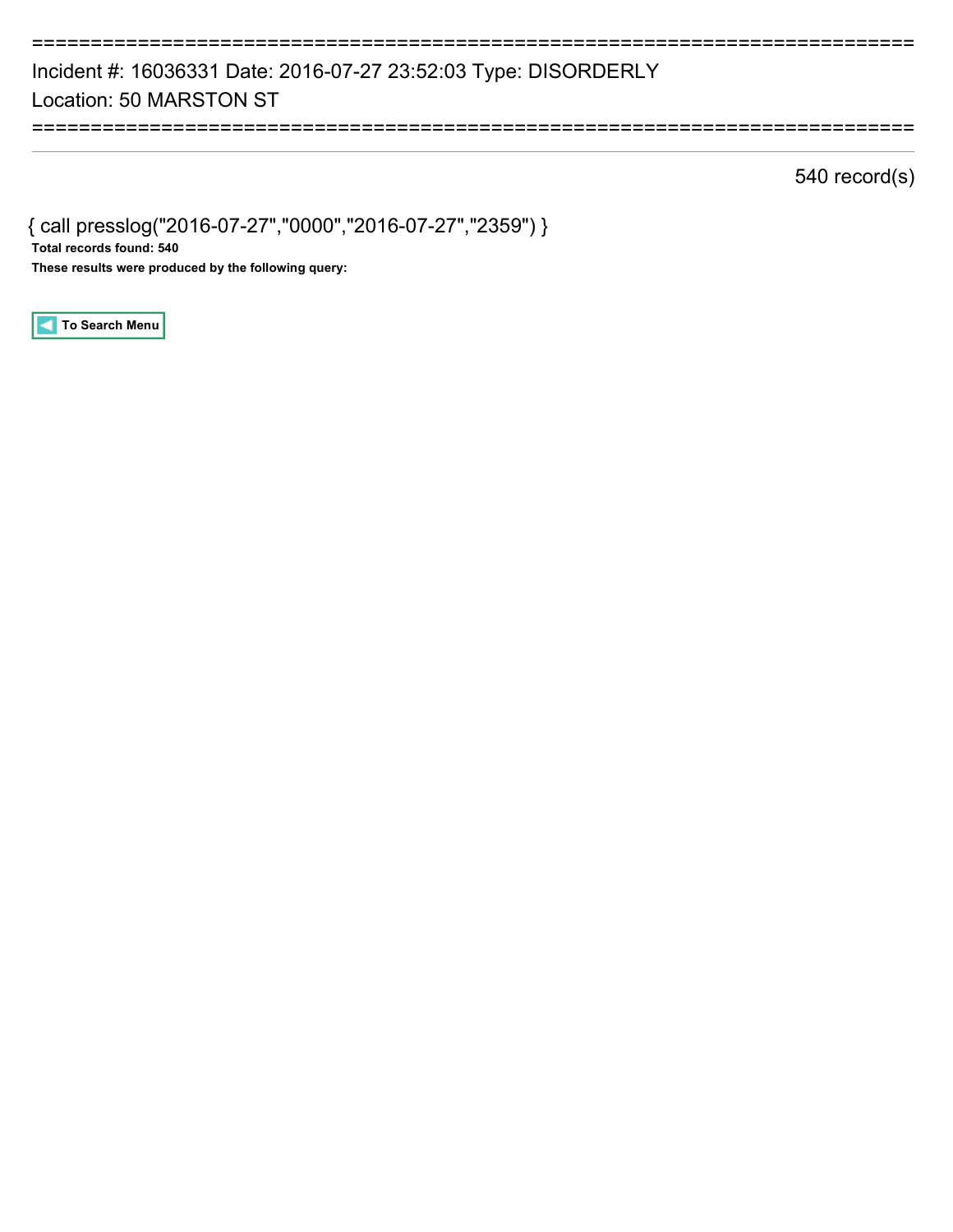================================================================================
Incident #: 16036331 Date: 2016-07-27 23:52:03 Type: DISORDERLY
Location: 50 MARSTON ST
================================================================================

---

540 record(s)

{ call presslog("2016-07-27","0000","2016-07-27","2359") }

**Total records found: 540**

**These results were produced by the following query:**

**To Search Menu**